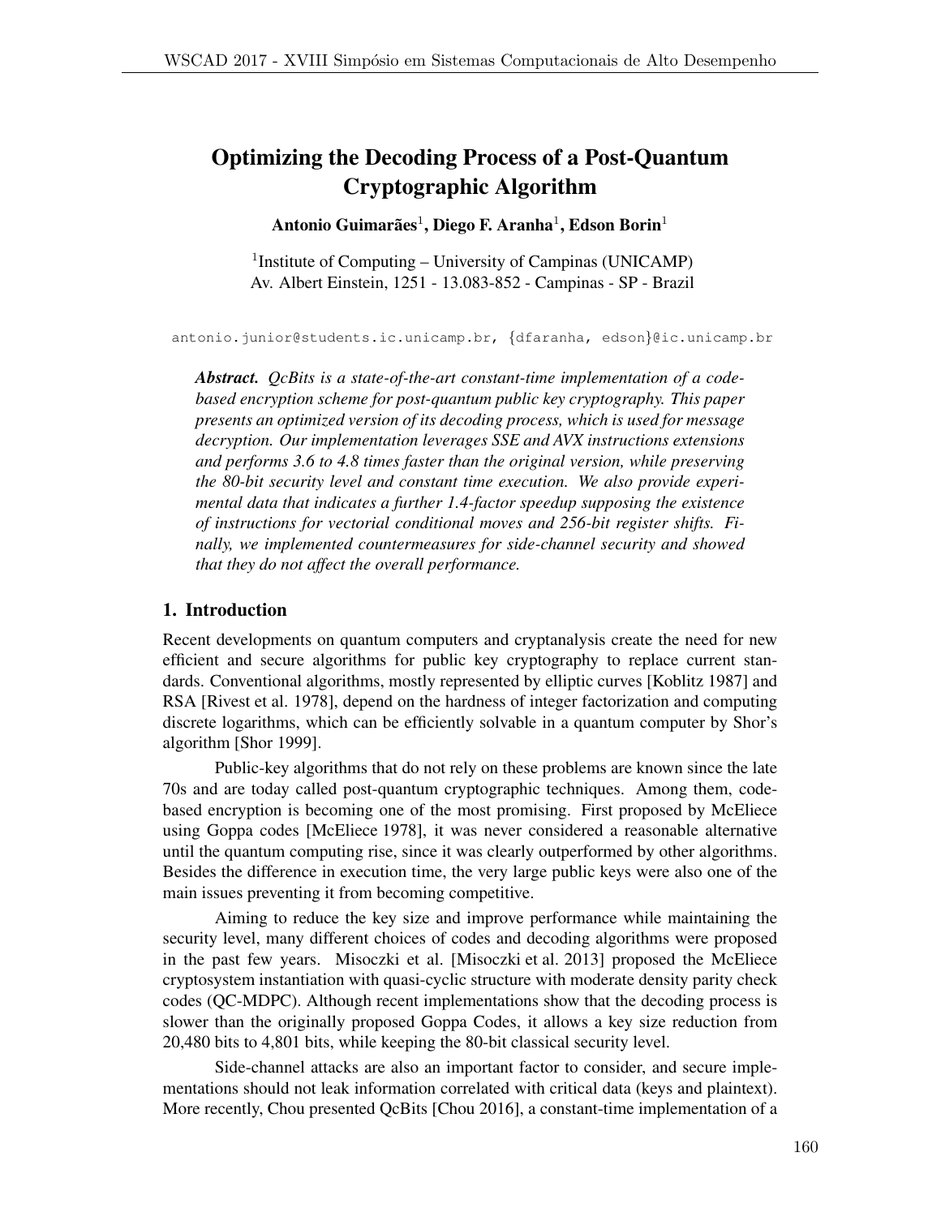# Optimizing the Decoding Process of a Post-Quantum Cryptographic Algorithm

**Antonio Guimarães[1], Diego F. Aranha[1], Edson Borin[1]**

[1]Institute of Computing – University of Campinas (UNICAMP)
Av. Albert Einstein, 1251 - 13.083-852 - Campinas - SP - Brazil

antonio.junior@students.ic.unicamp.br, {dfaranha, edson}@ic.unicamp.br

***Abstract.*** *QcBits is a state-of-the-art constant-time implementation of a code-based encryption scheme for post-quantum public key cryptography. This paper presents an optimized version of its decoding process, which is used for message decryption. Our implementation leverages SSE and AVX instructions extensions and performs 3.6 to 4.8 times faster than the original version, while preserving the 80-bit security level and constant time execution. We also provide experimental data that indicates a further 1.4-factor speedup supposing the existence of instructions for vectorial conditional moves and 256-bit register shifts. Finally, we implemented countermeasures for side-channel security and showed that they do not affect the overall performance.*

## 1. Introduction

Recent developments on quantum computers and cryptanalysis create the need for new efficient and secure algorithms for public key cryptography to replace current standards. Conventional algorithms, mostly represented by elliptic curves [Koblitz 1987] and RSA [Rivest et al. 1978], depend on the hardness of integer factorization and computing discrete logarithms, which can be efficiently solvable in a quantum computer by Shor's algorithm [Shor 1999].

Public-key algorithms that do not rely on these problems are known since the late 70s and are today called post-quantum cryptographic techniques. Among them, code-based encryption is becoming one of the most promising. First proposed by McEliece using Goppa codes [McEliece 1978], it was never considered a reasonable alternative until the quantum computing rise, since it was clearly outperformed by other algorithms. Besides the difference in execution time, the very large public keys were also one of the main issues preventing it from becoming competitive.

Aiming to reduce the key size and improve performance while maintaining the security level, many different choices of codes and decoding algorithms were proposed in the past few years. Misoczki et al. [Misoczki et al. 2013] proposed the McEliece cryptosystem instantiation with quasi-cyclic structure with moderate density parity check codes (QC-MDPC). Although recent implementations show that the decoding process is slower than the originally proposed Goppa Codes, it allows a key size reduction from 20,480 bits to 4,801 bits, while keeping the 80-bit classical security level.

Side-channel attacks are also an important factor to consider, and secure implementations should not leak information correlated with critical data (keys and plaintext). More recently, Chou presented QcBits [Chou 2016], a constant-time implementation of a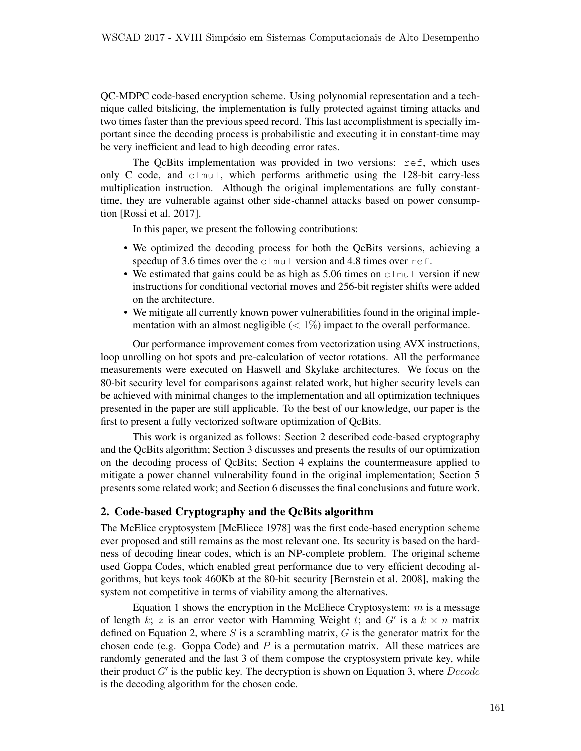QC-MDPC code-based encryption scheme. Using polynomial representation and a technique called bitslicing, the implementation is fully protected against timing attacks and two times faster than the previous speed record. This last accomplishment is specially important since the decoding process is probabilistic and executing it in constant-time may be very inefficient and lead to high decoding error rates.

The QcBits implementation was provided in two versions: `ref`, which uses only C code, and `clmul`, which performs arithmetic using the 128-bit carry-less multiplication instruction. Although the original implementations are fully constant-time, they are vulnerable against other side-channel attacks based on power consumption [Rossi et al. 2017].

In this paper, we present the following contributions:

- We optimized the decoding process for both the QcBits versions, achieving a speedup of 3.6 times over the `clmul` version and 4.8 times over `ref`.
- We estimated that gains could be as high as 5.06 times on `clmul` version if new instructions for conditional vectorial moves and 256-bit register shifts were added on the architecture.
- We mitigate all currently known power vulnerabilities found in the original implementation with an almost negligible ($< 1\%$) impact to the overall performance.

Our performance improvement comes from vectorization using AVX instructions, loop unrolling on hot spots and pre-calculation of vector rotations. All the performance measurements were executed on Haswell and Skylake architectures. We focus on the 80-bit security level for comparisons against related work, but higher security levels can be achieved with minimal changes to the implementation and all optimization techniques presented in the paper are still applicable. To the best of our knowledge, our paper is the first to present a fully vectorized software optimization of QcBits.

This work is organized as follows: Section 2 described code-based cryptography and the QcBits algorithm; Section 3 discusses and presents the results of our optimization on the decoding process of QcBits; Section 4 explains the countermeasure applied to mitigate a power channel vulnerability found in the original implementation; Section 5 presents some related work; and Section 6 discusses the final conclusions and future work.

## 2. Code-based Cryptography and the QcBits algorithm

The McElice cryptosystem [McEliece 1978] was the first code-based encryption scheme ever proposed and still remains as the most relevant one. Its security is based on the hardness of decoding linear codes, which is an NP-complete problem. The original scheme used Goppa Codes, which enabled great performance due to very efficient decoding algorithms, but keys took 460Kb at the 80-bit security [Bernstein et al. 2008], making the system not competitive in terms of viability among the alternatives.

Equation 1 shows the encryption in the McEliece Cryptosystem: $m$ is a message of length $k$; $z$ is an error vector with Hamming Weight $t$; and $G'$ is a $k \times n$ matrix defined on Equation 2, where $S$ is a scrambling matrix, $G$ is the generator matrix for the chosen code (e.g. Goppa Code) and $P$ is a permutation matrix. All these matrices are randomly generated and the last 3 of them compose the cryptosystem private key, while their product $G'$ is the public key. The decryption is shown on Equation 3, where $Decode$ is the decoding algorithm for the chosen code.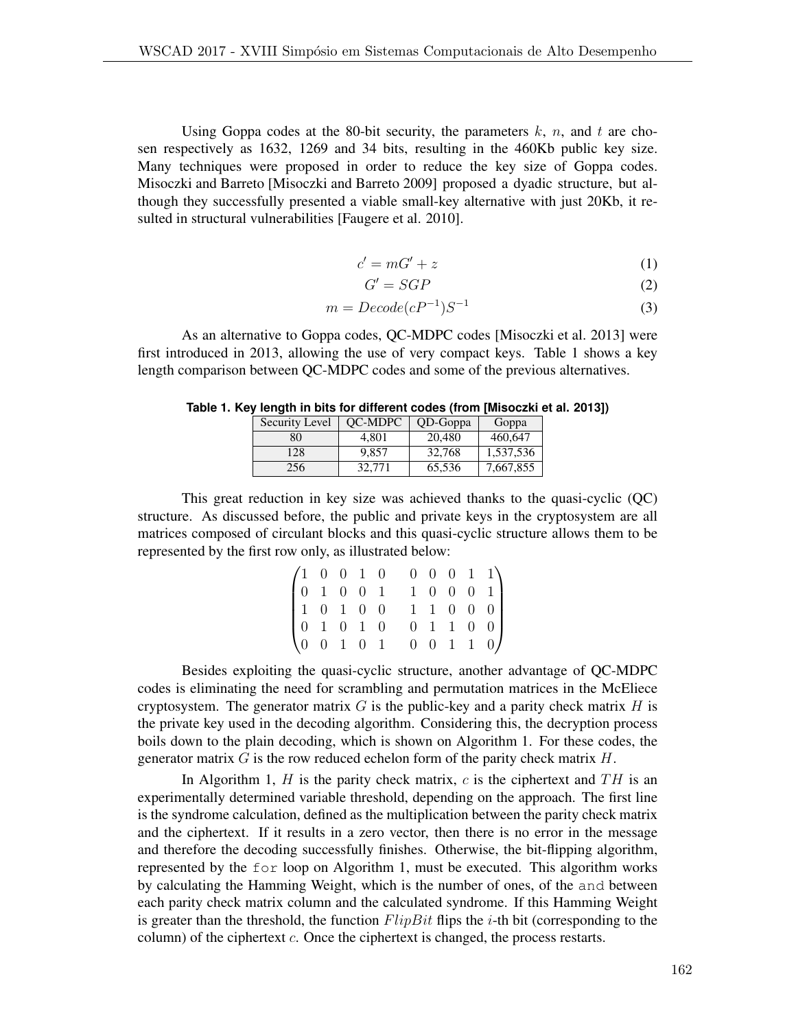Using Goppa codes at the 80-bit security, the parameters $k$, $n$, and $t$ are chosen respectively as 1632, 1269 and 34 bits, resulting in the 460Kb public key size. Many techniques were proposed in order to reduce the key size of Goppa codes. Misoczki and Barreto [Misoczki and Barreto 2009] proposed a dyadic structure, but although they successfully presented a viable small-key alternative with just 20Kb, it resulted in structural vulnerabilities [Faugere et al. 2010].

$$c' = mG' + z \tag{1}$$

$$G' = SGP \tag{2}$$

$$m = Decode(cP^{-1})S^{-1} \tag{3}$$

As an alternative to Goppa codes, QC-MDPC codes [Misoczki et al. 2013] were first introduced in 2013, allowing the use of very compact keys. Table 1 shows a key length comparison between QC-MDPC codes and some of the previous alternatives.

**Table 1. Key length in bits for different codes (from [Misoczki et al. 2013])**

| Security Level | QC-MDPC | QD-Goppa | Goppa |
|---|---|---|---|
| 80 | 4,801 | 20,480 | 460,647 |
| 128 | 9,857 | 32,768 | 1,537,536 |
| 256 | 32,771 | 65,536 | 7,667,855 |

This great reduction in key size was achieved thanks to the quasi-cyclic (QC) structure. As discussed before, the public and private keys in the cryptosystem are all matrices composed of circulant blocks and this quasi-cyclic structure allows them to be represented by the first row only, as illustrated below:

$$\begin{pmatrix} 1 & 0 & 0 & 1 & 0 & \quad 0 & 0 & 0 & 1 & 1 \\ 0 & 1 & 0 & 0 & 1 & \quad 1 & 0 & 0 & 0 & 1 \\ 1 & 0 & 1 & 0 & 0 & \quad 1 & 1 & 0 & 0 & 0 \\ 0 & 1 & 0 & 1 & 0 & \quad 0 & 1 & 1 & 0 & 0 \\ 0 & 0 & 1 & 0 & 1 & \quad 0 & 0 & 1 & 1 & 0 \end{pmatrix}$$

Besides exploiting the quasi-cyclic structure, another advantage of QC-MDPC codes is eliminating the need for scrambling and permutation matrices in the McEliece cryptosystem. The generator matrix $G$ is the public-key and a parity check matrix $H$ is the private key used in the decoding algorithm. Considering this, the decryption process boils down to the plain decoding, which is shown on Algorithm 1. For these codes, the generator matrix $G$ is the row reduced echelon form of the parity check matrix $H$.

In Algorithm 1, $H$ is the parity check matrix, $c$ is the ciphertext and $TH$ is an experimentally determined variable threshold, depending on the approach. The first line is the syndrome calculation, defined as the multiplication between the parity check matrix and the ciphertext. If it results in a zero vector, then there is no error in the message and therefore the decoding successfully finishes. Otherwise, the bit-flipping algorithm, represented by the `for` loop on Algorithm 1, must be executed. This algorithm works by calculating the Hamming Weight, which is the number of ones, of the `and` between each parity check matrix column and the calculated syndrome. If this Hamming Weight is greater than the threshold, the function $FlipBit$ flips the $i$-th bit (corresponding to the column) of the ciphertext $c$. Once the ciphertext is changed, the process restarts.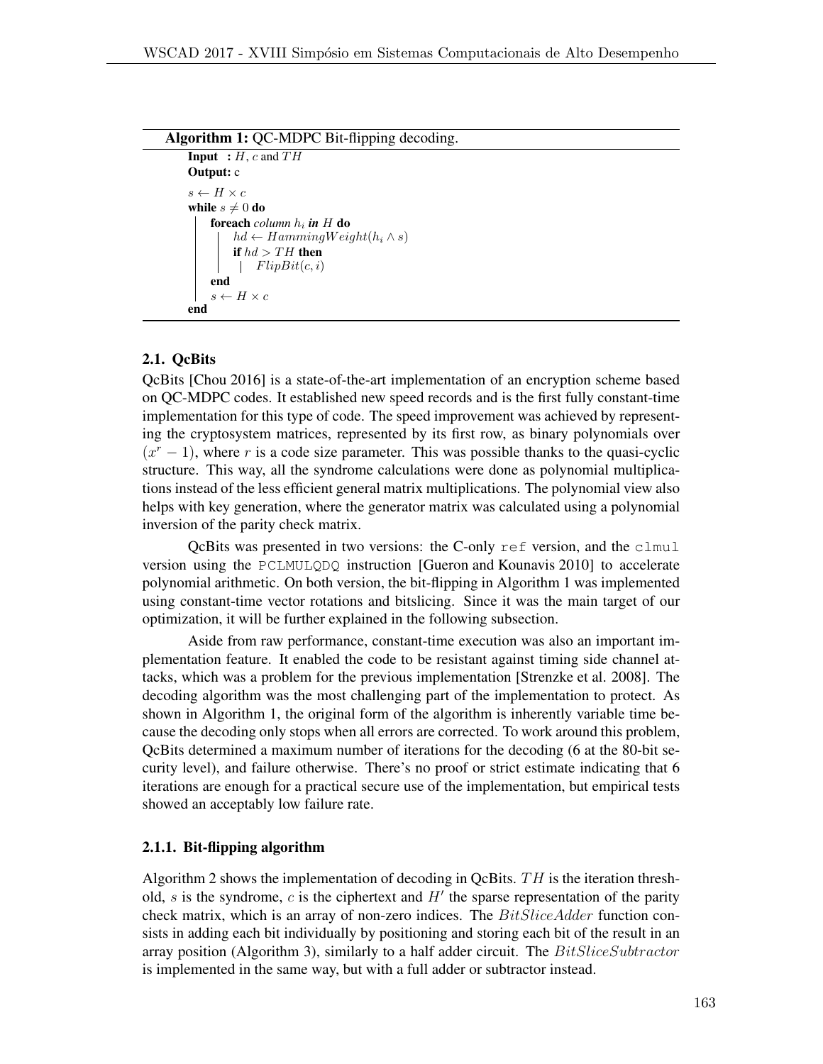**Algorithm 1:** QC-MDPC Bit-flipping decoding.

```
Input  : H, c and TH
Output: c
s ← H × c
while s ≠ 0 do
    foreach column h_i in H do
        hd ← HammingWeight(h_i ∧ s)
        if hd > TH then
            FlipBit(c, i)
    end
    s ← H × c
end
```

### 2.1. QcBits

QcBits [Chou 2016] is a state-of-the-art implementation of an encryption scheme based on QC-MDPC codes. It established new speed records and is the first fully constant-time implementation for this type of code. The speed improvement was achieved by representing the cryptosystem matrices, represented by its first row, as binary polynomials over $(x^r - 1)$, where $r$ is a code size parameter. This was possible thanks to the quasi-cyclic structure. This way, all the syndrome calculations were done as polynomial multiplications instead of the less efficient general matrix multiplications. The polynomial view also helps with key generation, where the generator matrix was calculated using a polynomial inversion of the parity check matrix.

QcBits was presented in two versions: the C-only `ref` version, and the `clmul` version using the `PCLMULQDQ` instruction [Gueron and Kounavis 2010] to accelerate polynomial arithmetic. On both version, the bit-flipping in Algorithm 1 was implemented using constant-time vector rotations and bitslicing. Since it was the main target of our optimization, it will be further explained in the following subsection.

Aside from raw performance, constant-time execution was also an important implementation feature. It enabled the code to be resistant against timing side channel attacks, which was a problem for the previous implementation [Strenzke et al. 2008]. The decoding algorithm was the most challenging part of the implementation to protect. As shown in Algorithm 1, the original form of the algorithm is inherently variable time because the decoding only stops when all errors are corrected. To work around this problem, QcBits determined a maximum number of iterations for the decoding (6 at the 80-bit security level), and failure otherwise. There's no proof or strict estimate indicating that 6 iterations are enough for a practical secure use of the implementation, but empirical tests showed an acceptably low failure rate.

#### 2.1.1. Bit-flipping algorithm

Algorithm 2 shows the implementation of decoding in QcBits. $TH$ is the iteration threshold, $s$ is the syndrome, $c$ is the ciphertext and $H'$ the sparse representation of the parity check matrix, which is an array of non-zero indices. The $BitSliceAdder$ function consists in adding each bit individually by positioning and storing each bit of the result in an array position (Algorithm 3), similarly to a half adder circuit. The $BitSliceSubtractor$ is implemented in the same way, but with a full adder or subtractor instead.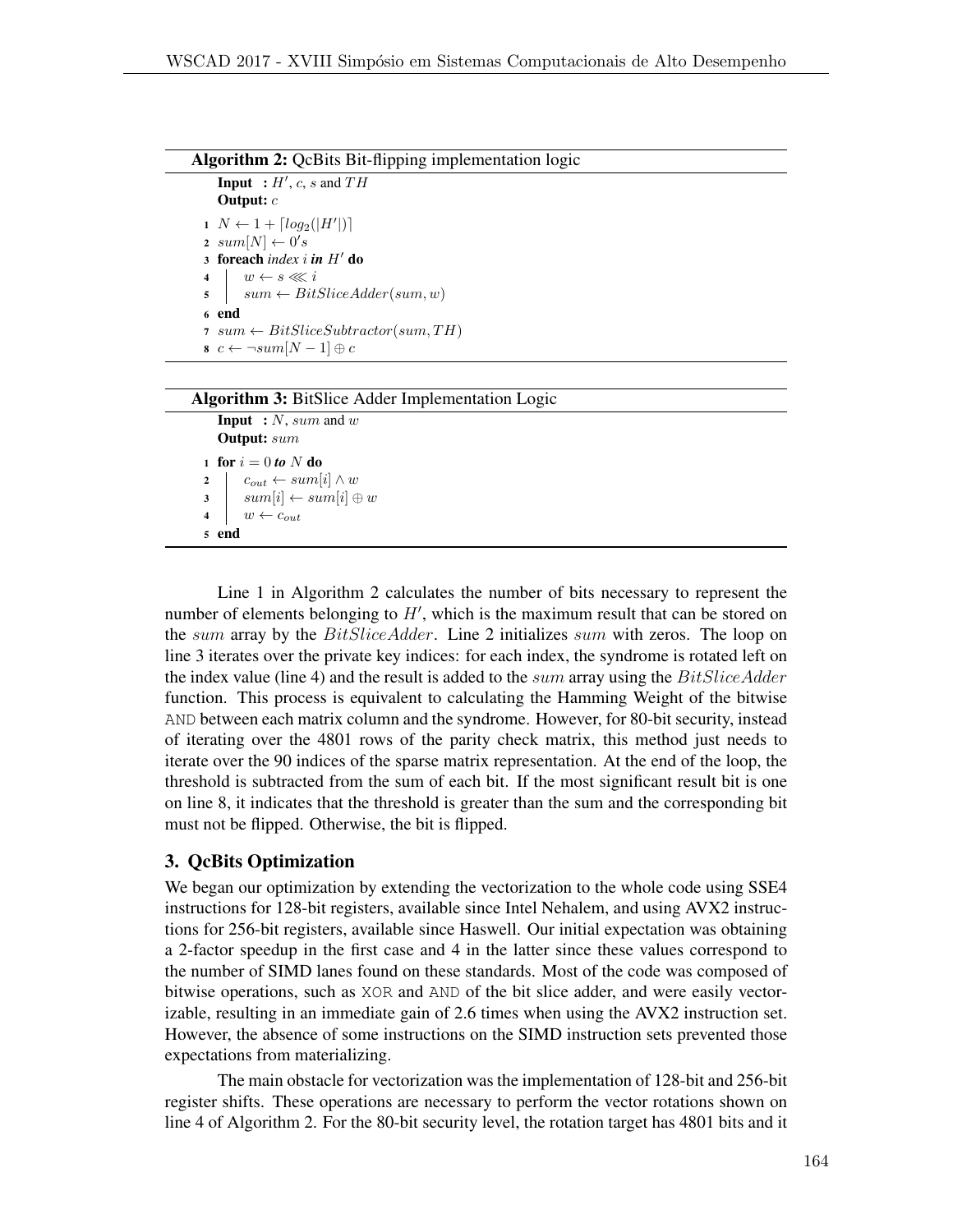**Algorithm 2:** QcBits Bit-flipping implementation logic

```
Input  : H', c, s and TH
Output: c
1 N ← 1 + ⌈log2(|H'|)⌉
2 sum[N] ← 0's
3 foreach index i in H' do
4 |   w ← s ⋘ i
5 |   sum ← BitSliceAdder(sum, w)
6 end
7 sum ← BitSliceSubtractor(sum, TH)
8 c ← ¬sum[N − 1] ⊕ c
```

**Algorithm 3:** BitSlice Adder Implementation Logic

```
Input  : N, sum and w
Output: sum
1 for i = 0 to N do
2 |   c_out ← sum[i] ∧ w
3 |   sum[i] ← sum[i] ⊕ w
4 |   w ← c_out
5 end
```

Line 1 in Algorithm 2 calculates the number of bits necessary to represent the number of elements belonging to $H'$, which is the maximum result that can be stored on the $sum$ array by the $BitSliceAdder$. Line 2 initializes $sum$ with zeros. The loop on line 3 iterates over the private key indices: for each index, the syndrome is rotated left on the index value (line 4) and the result is added to the $sum$ array using the $BitSliceAdder$ function. This process is equivalent to calculating the Hamming Weight of the bitwise AND between each matrix column and the syndrome. However, for 80-bit security, instead of iterating over the 4801 rows of the parity check matrix, this method just needs to iterate over the 90 indices of the sparse matrix representation. At the end of the loop, the threshold is subtracted from the sum of each bit. If the most significant result bit is one on line 8, it indicates that the threshold is greater than the sum and the corresponding bit must not be flipped. Otherwise, the bit is flipped.

## 3. QcBits Optimization

We began our optimization by extending the vectorization to the whole code using SSE4 instructions for 128-bit registers, available since Intel Nehalem, and using AVX2 instructions for 256-bit registers, available since Haswell. Our initial expectation was obtaining a 2-factor speedup in the first case and 4 in the latter since these values correspond to the number of SIMD lanes found on these standards. Most of the code was composed of bitwise operations, such as XOR and AND of the bit slice adder, and were easily vectorizable, resulting in an immediate gain of 2.6 times when using the AVX2 instruction set. However, the absence of some instructions on the SIMD instruction sets prevented those expectations from materializing.

The main obstacle for vectorization was the implementation of 128-bit and 256-bit register shifts. These operations are necessary to perform the vector rotations shown on line 4 of Algorithm 2. For the 80-bit security level, the rotation target has 4801 bits and it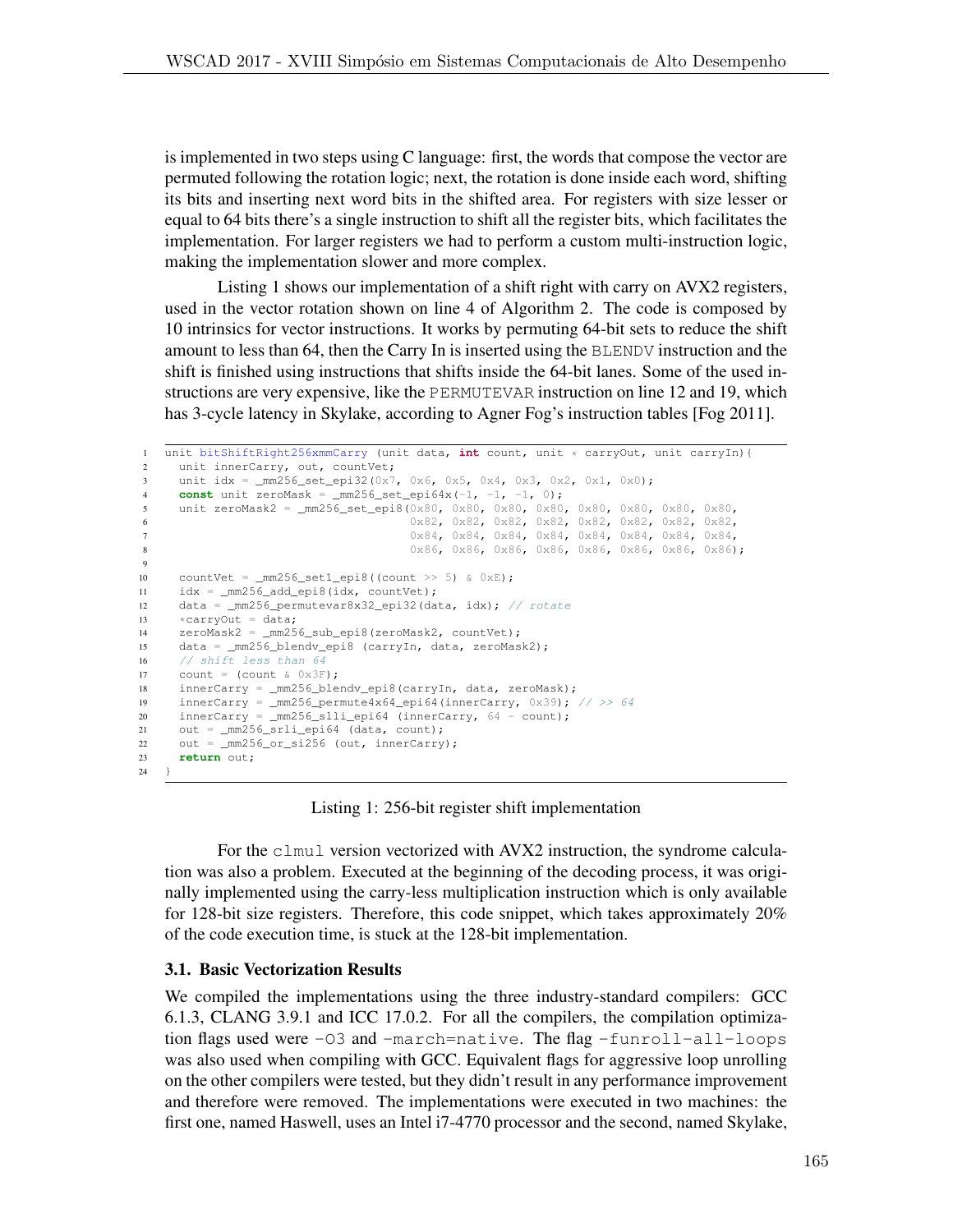is implemented in two steps using C language: first, the words that compose the vector are permuted following the rotation logic; next, the rotation is done inside each word, shifting its bits and inserting next word bits in the shifted area. For registers with size lesser or equal to 64 bits there's a single instruction to shift all the register bits, which facilitates the implementation. For larger registers we had to perform a custom multi-instruction logic, making the implementation slower and more complex.

Listing 1 shows our implementation of a shift right with carry on AVX2 registers, used in the vector rotation shown on line 4 of Algorithm 2. The code is composed by 10 intrinsics for vector instructions. It works by permuting 64-bit sets to reduce the shift amount to less than 64, then the Carry In is inserted using the `BLENDV` instruction and the shift is finished using instructions that shifts inside the 64-bit lanes. Some of the used instructions are very expensive, like the `PERMUTEVAR` instruction on line 12 and 19, which has 3-cycle latency in Skylake, according to Agner Fog's instruction tables [Fog 2011].

```
1  unit bitShiftRight256xmmCarry (unit data, int count, unit * carryOut, unit carryIn){
2    unit innerCarry, out, countVet;
3    unit idx = _mm256_set_epi32(0x7, 0x6, 0x5, 0x4, 0x3, 0x2, 0x1, 0x0);
4    const unit zeroMask = _mm256_set_epi64x(-1, -1, -1, 0);
5    unit zeroMask2 = _mm256_set_epi8(0x80, 0x80, 0x80, 0x80, 0x80, 0x80, 0x80, 0x80,
6                                     0x82, 0x82, 0x82, 0x82, 0x82, 0x82, 0x82, 0x82,
7                                     0x84, 0x84, 0x84, 0x84, 0x84, 0x84, 0x84, 0x84,
8                                     0x86, 0x86, 0x86, 0x86, 0x86, 0x86, 0x86, 0x86);
9
10   countVet = _mm256_set1_epi8((count >> 5) & 0xE);
11   idx = _mm256_add_epi8(idx, countVet);
12   data = _mm256_permutevar8x32_epi32(data, idx); // rotate
13   *carryOut = data;
14   zeroMask2 = _mm256_sub_epi8(zeroMask2, countVet);
15   data = _mm256_blendv_epi8 (carryIn, data, zeroMask2);
16   // shift less than 64
17   count = (count & 0x3F);
18   innerCarry = _mm256_blendv_epi8(carryIn, data, zeroMask);
19   innerCarry = _mm256_permute4x64_epi64(innerCarry, 0x39); // >> 64
20   innerCarry = _mm256_slli_epi64 (innerCarry, 64 - count);
21   out = _mm256_srli_epi64 (data, count);
22   out = _mm256_or_si256 (out, innerCarry);
23   return out;
24 }
```

Listing 1: 256-bit register shift implementation

For the `clmul` version vectorized with AVX2 instruction, the syndrome calculation was also a problem. Executed at the beginning of the decoding process, it was originally implemented using the carry-less multiplication instruction which is only available for 128-bit size registers. Therefore, this code snippet, which takes approximately 20% of the code execution time, is stuck at the 128-bit implementation.

### 3.1. Basic Vectorization Results

We compiled the implementations using the three industry-standard compilers: GCC 6.1.3, CLANG 3.9.1 and ICC 17.0.2. For all the compilers, the compilation optimization flags used were `-O3` and `-march=native`. The flag `-funroll-all-loops` was also used when compiling with GCC. Equivalent flags for aggressive loop unrolling on the other compilers were tested, but they didn't result in any performance improvement and therefore were removed. The implementations were executed in two machines: the first one, named Haswell, uses an Intel i7-4770 processor and the second, named Skylake,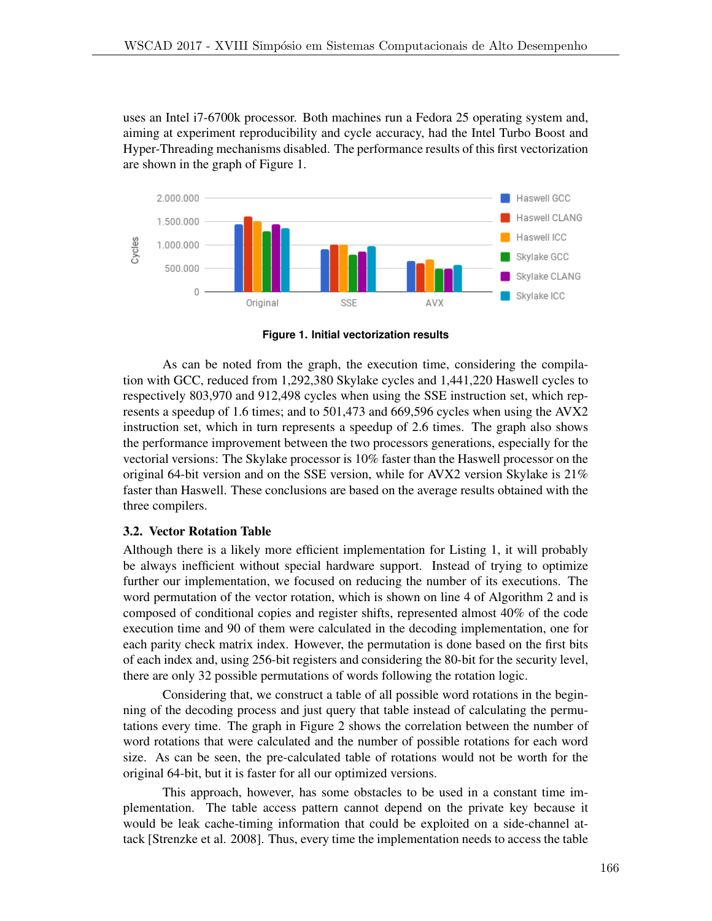uses an Intel i7-6700k processor. Both machines run a Fedora 25 operating system and, aiming at experiment reproducibility and cycle accuracy, had the Intel Turbo Boost and Hyper-Threading mechanisms disabled. The performance results of this first vectorization are shown in the graph of Figure 1.

**Figure 1. Initial vectorization results**

As can be noted from the graph, the execution time, considering the compilation with GCC, reduced from 1,292,380 Skylake cycles and 1,441,220 Haswell cycles to respectively 803,970 and 912,498 cycles when using the SSE instruction set, which represents a speedup of 1.6 times; and to 501,473 and 669,596 cycles when using the AVX2 instruction set, which in turn represents a speedup of 2.6 times. The graph also shows the performance improvement between the two processors generations, especially for the vectorial versions: The Skylake processor is 10% faster than the Haswell processor on the original 64-bit version and on the SSE version, while for AVX2 version Skylake is 21% faster than Haswell. These conclusions are based on the average results obtained with the three compilers.

### 3.2. Vector Rotation Table

Although there is a likely more efficient implementation for Listing 1, it will probably be always inefficient without special hardware support. Instead of trying to optimize further our implementation, we focused on reducing the number of its executions. The word permutation of the vector rotation, which is shown on line 4 of Algorithm 2 and is composed of conditional copies and register shifts, represented almost 40% of the code execution time and 90 of them were calculated in the decoding implementation, one for each parity check matrix index. However, the permutation is done based on the first bits of each index and, using 256-bit registers and considering the 80-bit for the security level, there are only 32 possible permutations of words following the rotation logic.

Considering that, we construct a table of all possible word rotations in the beginning of the decoding process and just query that table instead of calculating the permutations every time. The graph in Figure 2 shows the correlation between the number of word rotations that were calculated and the number of possible rotations for each word size. As can be seen, the pre-calculated table of rotations would not be worth for the original 64-bit, but it is faster for all our optimized versions.

This approach, however, has some obstacles to be used in a constant time implementation. The table access pattern cannot depend on the private key because it would be leak cache-timing information that could be exploited on a side-channel attack [Strenzke et al. 2008]. Thus, every time the implementation needs to access the table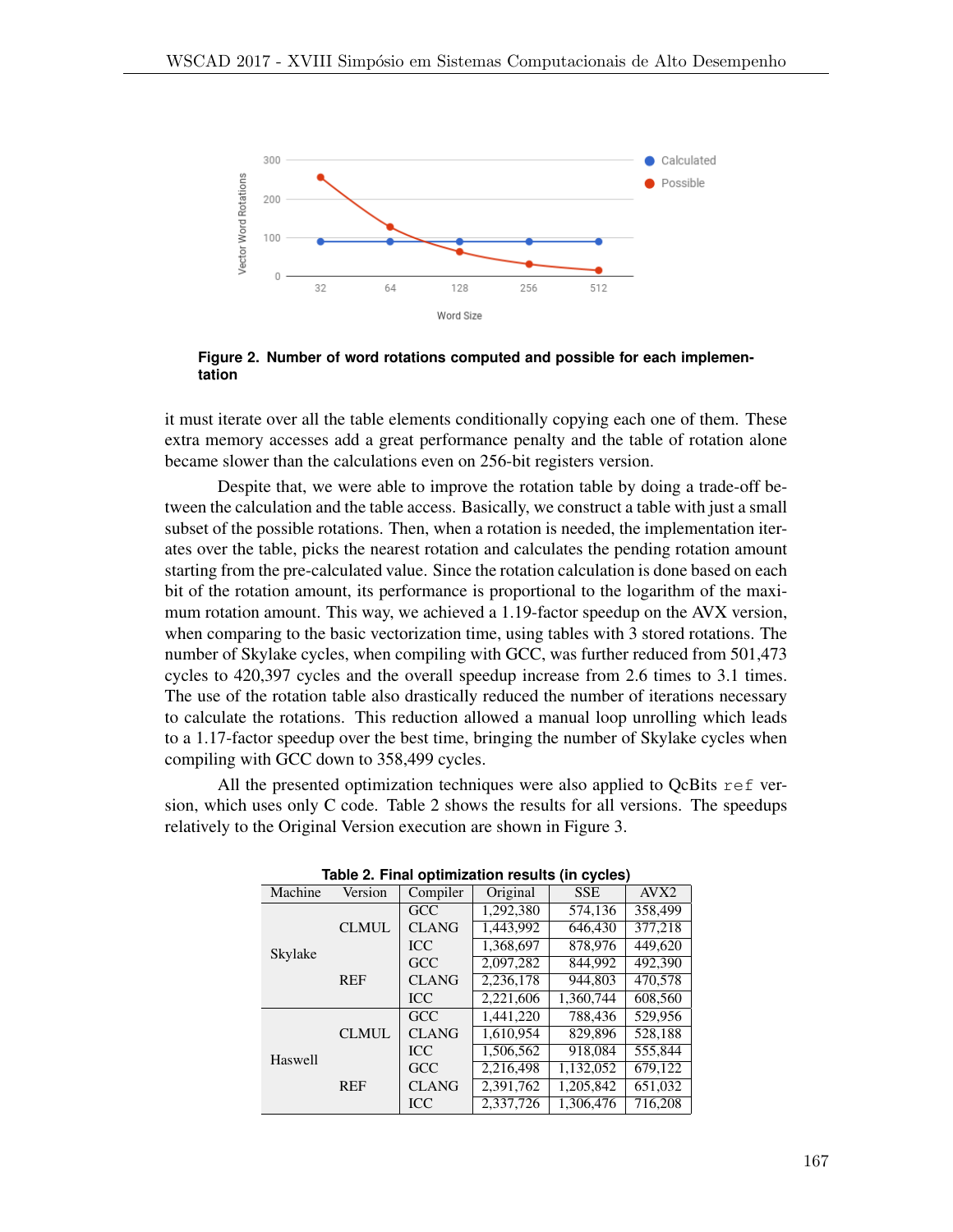Figure 2. Number of word rotations computed and possible for each implementation

it must iterate over all the table elements conditionally copying each one of them. These extra memory accesses add a great performance penalty and the table of rotation alone became slower than the calculations even on 256-bit registers version.

Despite that, we were able to improve the rotation table by doing a trade-off between the calculation and the table access. Basically, we construct a table with just a small subset of the possible rotations. Then, when a rotation is needed, the implementation iterates over the table, picks the nearest rotation and calculates the pending rotation amount starting from the pre-calculated value. Since the rotation calculation is done based on each bit of the rotation amount, its performance is proportional to the logarithm of the maximum rotation amount. This way, we achieved a 1.19-factor speedup on the AVX version, when comparing to the basic vectorization time, using tables with 3 stored rotations. The number of Skylake cycles, when compiling with GCC, was further reduced from 501,473 cycles to 420,397 cycles and the overall speedup increase from 2.6 times to 3.1 times. The use of the rotation table also drastically reduced the number of iterations necessary to calculate the rotations. This reduction allowed a manual loop unrolling which leads to a 1.17-factor speedup over the best time, bringing the number of Skylake cycles when compiling with GCC down to 358,499 cycles.

All the presented optimization techniques were also applied to QcBits `ref` version, which uses only C code. Table 2 shows the results for all versions. The speedups relatively to the Original Version execution are shown in Figure 3.

**Table 2. Final optimization results (in cycles)**

| Machine | Version | Compiler | Original | SSE | AVX2 |
|---|---|---|---|---|---|
| Skylake | CLMUL | GCC | 1,292,380 | 574,136 | 358,499 |
| | | CLANG | 1,443,992 | 646,430 | 377,218 |
| | | ICC | 1,368,697 | 878,976 | 449,620 |
| | REF | GCC | 2,097,282 | 844,992 | 492,390 |
| | | CLANG | 2,236,178 | 944,803 | 470,578 |
| | | ICC | 2,221,606 | 1,360,744 | 608,560 |
| Haswell | CLMUL | GCC | 1,441,220 | 788,436 | 529,956 |
| | | CLANG | 1,610,954 | 829,896 | 528,188 |
| | | ICC | 1,506,562 | 918,084 | 555,844 |
| | REF | GCC | 2,216,498 | 1,132,052 | 679,122 |
| | | CLANG | 2,391,762 | 1,205,842 | 651,032 |
| | | ICC | 2,337,726 | 1,306,476 | 716,208 |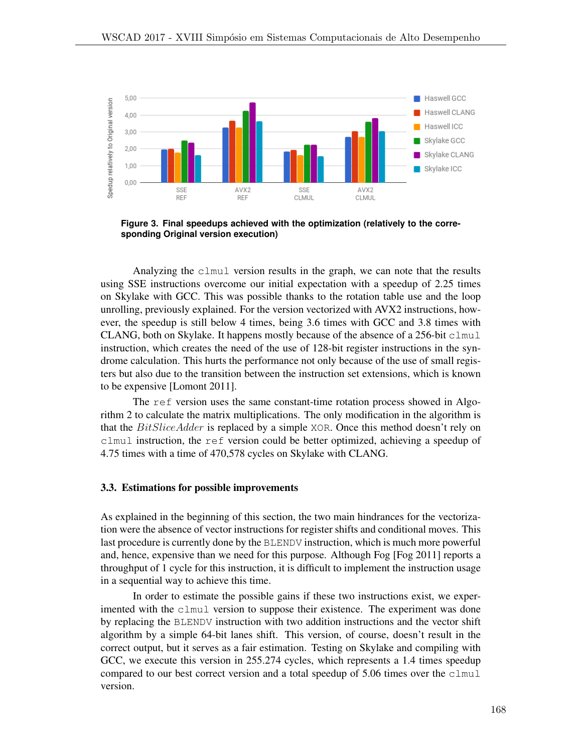**Figure 3. Final speedups achieved with the optimization (relatively to the corresponding Original version execution)**

Analyzing the `clmul` version results in the graph, we can note that the results using SSE instructions overcome our initial expectation with a speedup of 2.25 times on Skylake with GCC. This was possible thanks to the rotation table use and the loop unrolling, previously explained. For the version vectorized with AVX2 instructions, however, the speedup is still below 4 times, being 3.6 times with GCC and 3.8 times with CLANG, both on Skylake. It happens mostly because of the absence of a 256-bit `clmul` instruction, which creates the need of the use of 128-bit register instructions in the syndrome calculation. This hurts the performance not only because of the use of small registers but also due to the transition between the instruction set extensions, which is known to be expensive [Lomont 2011].

The `ref` version uses the same constant-time rotation process showed in Algorithm 2 to calculate the matrix multiplications. The only modification in the algorithm is that the $BitSliceAdder$ is replaced by a simple `XOR`. Once this method doesn't rely on `clmul` instruction, the `ref` version could be better optimized, achieving a speedup of 4.75 times with a time of 470,578 cycles on Skylake with CLANG.

### 3.3. Estimations for possible improvements

As explained in the beginning of this section, the two main hindrances for the vectorization were the absence of vector instructions for register shifts and conditional moves. This last procedure is currently done by the `BLENDV` instruction, which is much more powerful and, hence, expensive than we need for this purpose. Although Fog [Fog 2011] reports a throughput of 1 cycle for this instruction, it is difficult to implement the instruction usage in a sequential way to achieve this time.

In order to estimate the possible gains if these two instructions exist, we experimented with the `clmul` version to suppose their existence. The experiment was done by replacing the `BLENDV` instruction with two addition instructions and the vector shift algorithm by a simple 64-bit lanes shift. This version, of course, doesn't result in the correct output, but it serves as a fair estimation. Testing on Skylake and compiling with GCC, we execute this version in 255.274 cycles, which represents a 1.4 times speedup compared to our best correct version and a total speedup of 5.06 times over the `clmul` version.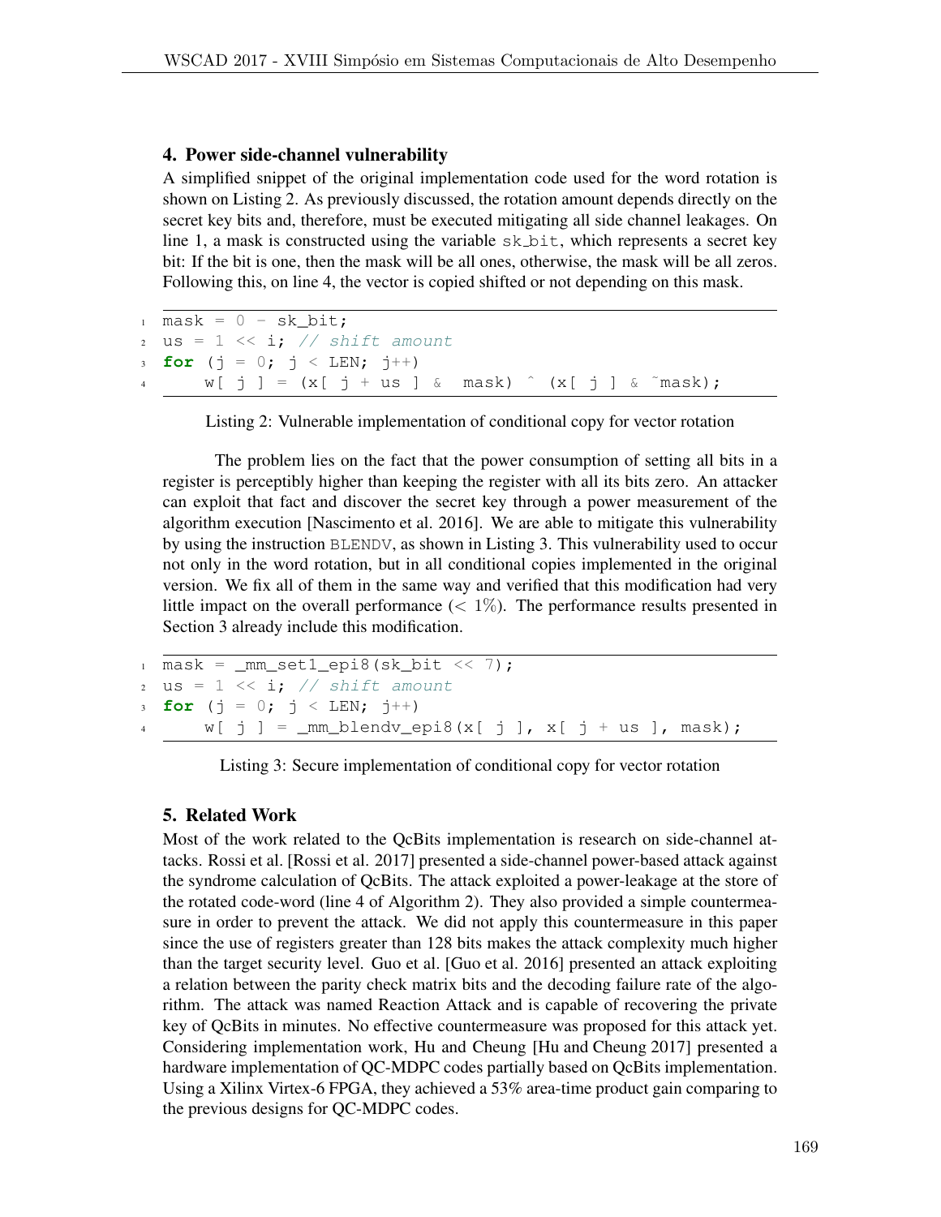## 4. Power side-channel vulnerability

A simplified snippet of the original implementation code used for the word rotation is shown on Listing 2. As previously discussed, the rotation amount depends directly on the secret key bits and, therefore, must be executed mitigating all side channel leakages. On line 1, a mask is constructed using the variable `sk_bit`, which represents a secret key bit: If the bit is one, then the mask will be all ones, otherwise, the mask will be all zeros. Following this, on line 4, the vector is copied shifted or not depending on this mask.

```
mask = 0 - sk_bit;
us = 1 << i; // shift amount
for (j = 0; j < LEN; j++)
    w[ j ] = (x[ j + us ] &  mask) ^ (x[ j ] & ~mask);
```

Listing 2: Vulnerable implementation of conditional copy for vector rotation

The problem lies on the fact that the power consumption of setting all bits in a register is perceptibly higher than keeping the register with all its bits zero. An attacker can exploit that fact and discover the secret key through a power measurement of the algorithm execution [Nascimento et al. 2016]. We are able to mitigate this vulnerability by using the instruction `BLENDV`, as shown in Listing 3. This vulnerability used to occur not only in the word rotation, but in all conditional copies implemented in the original version. We fix all of them in the same way and verified that this modification had very little impact on the overall performance ($< 1\%$). The performance results presented in Section 3 already include this modification.

```
mask = _mm_set1_epi8(sk_bit << 7);
us = 1 << i; // shift amount
for (j = 0; j < LEN; j++)
    w[ j ] = _mm_blendv_epi8(x[ j ], x[ j + us ], mask);
```

Listing 3: Secure implementation of conditional copy for vector rotation

## 5. Related Work

Most of the work related to the QcBits implementation is research on side-channel attacks. Rossi et al. [Rossi et al. 2017] presented a side-channel power-based attack against the syndrome calculation of QcBits. The attack exploited a power-leakage at the store of the rotated code-word (line 4 of Algorithm 2). They also provided a simple countermeasure in order to prevent the attack. We did not apply this countermeasure in this paper since the use of registers greater than 128 bits makes the attack complexity much higher than the target security level. Guo et al. [Guo et al. 2016] presented an attack exploiting a relation between the parity check matrix bits and the decoding failure rate of the algorithm. The attack was named Reaction Attack and is capable of recovering the private key of QcBits in minutes. No effective countermeasure was proposed for this attack yet. Considering implementation work, Hu and Cheung [Hu and Cheung 2017] presented a hardware implementation of QC-MDPC codes partially based on QcBits implementation. Using a Xilinx Virtex-6 FPGA, they achieved a 53% area-time product gain comparing to the previous designs for QC-MDPC codes.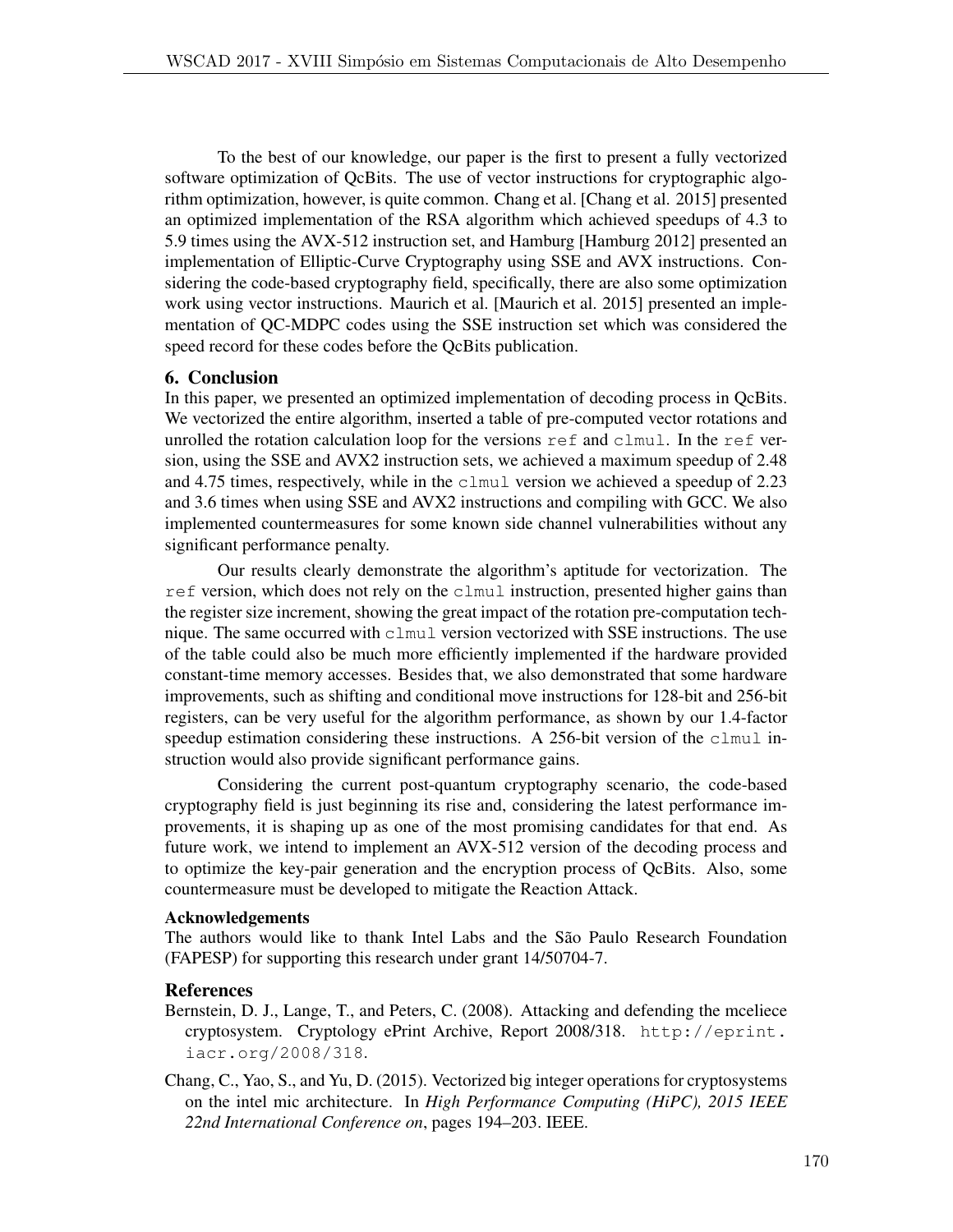To the best of our knowledge, our paper is the first to present a fully vectorized software optimization of QcBits. The use of vector instructions for cryptographic algorithm optimization, however, is quite common. Chang et al. [Chang et al. 2015] presented an optimized implementation of the RSA algorithm which achieved speedups of 4.3 to 5.9 times using the AVX-512 instruction set, and Hamburg [Hamburg 2012] presented an implementation of Elliptic-Curve Cryptography using SSE and AVX instructions. Considering the code-based cryptography field, specifically, there are also some optimization work using vector instructions. Maurich et al. [Maurich et al. 2015] presented an implementation of QC-MDPC codes using the SSE instruction set which was considered the speed record for these codes before the QcBits publication.

## 6. Conclusion

In this paper, we presented an optimized implementation of decoding process in QcBits. We vectorized the entire algorithm, inserted a table of pre-computed vector rotations and unrolled the rotation calculation loop for the versions `ref` and `clmul`. In the `ref` version, using the SSE and AVX2 instruction sets, we achieved a maximum speedup of 2.48 and 4.75 times, respectively, while in the `clmul` version we achieved a speedup of 2.23 and 3.6 times when using SSE and AVX2 instructions and compiling with GCC. We also implemented countermeasures for some known side channel vulnerabilities without any significant performance penalty.

Our results clearly demonstrate the algorithm's aptitude for vectorization. The `ref` version, which does not rely on the `clmul` instruction, presented higher gains than the register size increment, showing the great impact of the rotation pre-computation technique. The same occurred with `clmul` version vectorized with SSE instructions. The use of the table could also be much more efficiently implemented if the hardware provided constant-time memory accesses. Besides that, we also demonstrated that some hardware improvements, such as shifting and conditional move instructions for 128-bit and 256-bit registers, can be very useful for the algorithm performance, as shown by our 1.4-factor speedup estimation considering these instructions. A 256-bit version of the `clmul` instruction would also provide significant performance gains.

Considering the current post-quantum cryptography scenario, the code-based cryptography field is just beginning its rise and, considering the latest performance improvements, it is shaping up as one of the most promising candidates for that end. As future work, we intend to implement an AVX-512 version of the decoding process and to optimize the key-pair generation and the encryption process of QcBits. Also, some countermeasure must be developed to mitigate the Reaction Attack.

### Acknowledgements

The authors would like to thank Intel Labs and the São Paulo Research Foundation (FAPESP) for supporting this research under grant 14/50704-7.

## References

Bernstein, D. J., Lange, T., and Peters, C. (2008). Attacking and defending the mceliece cryptosystem. Cryptology ePrint Archive, Report 2008/318. `http://eprint.iacr.org/2008/318`.

Chang, C., Yao, S., and Yu, D. (2015). Vectorized big integer operations for cryptosystems on the intel mic architecture. In *High Performance Computing (HiPC), 2015 IEEE 22nd International Conference on*, pages 194–203. IEEE.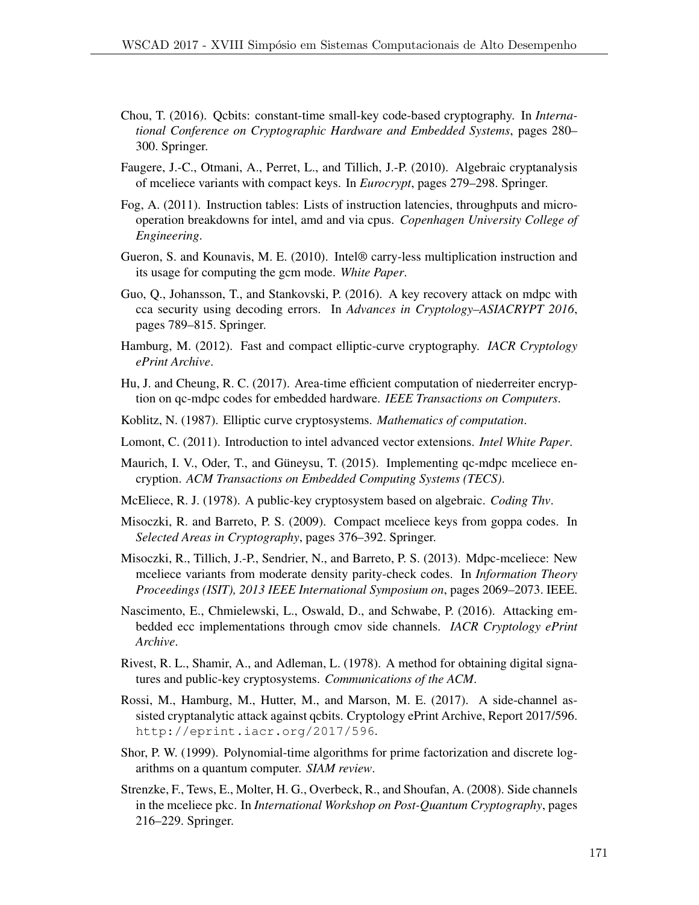Chou, T. (2016). Qcbits: constant-time small-key code-based cryptography. In *International Conference on Cryptographic Hardware and Embedded Systems*, pages 280–300. Springer.

Faugere, J.-C., Otmani, A., Perret, L., and Tillich, J.-P. (2010). Algebraic cryptanalysis of mceliece variants with compact keys. In *Eurocrypt*, pages 279–298. Springer.

Fog, A. (2011). Instruction tables: Lists of instruction latencies, throughputs and micro-operation breakdowns for intel, amd and via cpus. *Copenhagen University College of Engineering*.

Gueron, S. and Kounavis, M. E. (2010). Intel® carry-less multiplication instruction and its usage for computing the gcm mode. *White Paper*.

Guo, Q., Johansson, T., and Stankovski, P. (2016). A key recovery attack on mdpc with cca security using decoding errors. In *Advances in Cryptology–ASIACRYPT 2016*, pages 789–815. Springer.

Hamburg, M. (2012). Fast and compact elliptic-curve cryptography. *IACR Cryptology ePrint Archive*.

Hu, J. and Cheung, R. C. (2017). Area-time efficient computation of niederreiter encryption on qc-mdpc codes for embedded hardware. *IEEE Transactions on Computers*.

Koblitz, N. (1987). Elliptic curve cryptosystems. *Mathematics of computation*.

Lomont, C. (2011). Introduction to intel advanced vector extensions. *Intel White Paper*.

Maurich, I. V., Oder, T., and Güneysu, T. (2015). Implementing qc-mdpc mceliece encryption. *ACM Transactions on Embedded Computing Systems (TECS)*.

McEliece, R. J. (1978). A public-key cryptosystem based on algebraic. *Coding Thv*.

Misoczki, R. and Barreto, P. S. (2009). Compact mceliece keys from goppa codes. In *Selected Areas in Cryptography*, pages 376–392. Springer.

Misoczki, R., Tillich, J.-P., Sendrier, N., and Barreto, P. S. (2013). Mdpc-mceliece: New mceliece variants from moderate density parity-check codes. In *Information Theory Proceedings (ISIT), 2013 IEEE International Symposium on*, pages 2069–2073. IEEE.

Nascimento, E., Chmielewski, L., Oswald, D., and Schwabe, P. (2016). Attacking embedded ecc implementations through cmov side channels. *IACR Cryptology ePrint Archive*.

Rivest, R. L., Shamir, A., and Adleman, L. (1978). A method for obtaining digital signatures and public-key cryptosystems. *Communications of the ACM*.

Rossi, M., Hamburg, M., Hutter, M., and Marson, M. E. (2017). A side-channel assisted cryptanalytic attack against qcbits. Cryptology ePrint Archive, Report 2017/596. http://eprint.iacr.org/2017/596.

Shor, P. W. (1999). Polynomial-time algorithms for prime factorization and discrete logarithms on a quantum computer. *SIAM review*.

Strenzke, F., Tews, E., Molter, H. G., Overbeck, R., and Shoufan, A. (2008). Side channels in the mceliece pkc. In *International Workshop on Post-Quantum Cryptography*, pages 216–229. Springer.